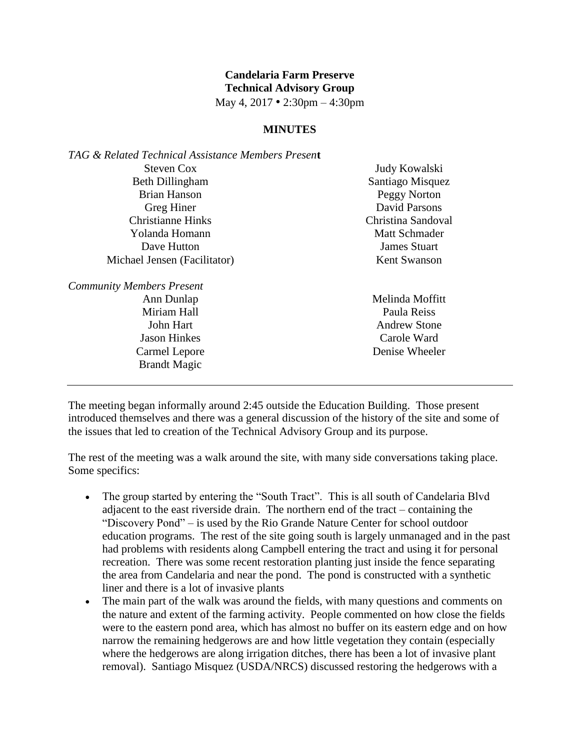**Candelaria Farm Preserve**
**Technical Advisory Group**
May 4, 2017 • 2:30pm – 4:30pm

**MINUTES**

*TAG & Related Technical Assistance Members Present*

Steven Cox
Beth Dillingham
Brian Hanson
Greg Hiner
Christianne Hinks
Yolanda Homann
Dave Hutton
Michael Jensen (Facilitator)
Judy Kowalski
Santiago Misquez
Peggy Norton
David Parsons
Christina Sandoval
Matt Schmader
James Stuart
Kent Swanson

*Community Members Present*

Ann Dunlap
Miriam Hall
John Hart
Jason Hinkes
Carmel Lepore
Brandt Magic
Melinda Moffitt
Paula Reiss
Andrew Stone
Carole Ward
Denise Wheeler

---

The meeting began informally around 2:45 outside the Education Building. Those present introduced themselves and there was a general discussion of the history of the site and some of the issues that led to creation of the Technical Advisory Group and its purpose.

The rest of the meeting was a walk around the site, with many side conversations taking place. Some specifics:

- The group started by entering the "South Tract". This is all south of Candelaria Blvd adjacent to the east riverside drain. The northern end of the tract – containing the "Discovery Pond" – is used by the Rio Grande Nature Center for school outdoor education programs. The rest of the site going south is largely unmanaged and in the past had problems with residents along Campbell entering the tract and using it for personal recreation. There was some recent restoration planting just inside the fence separating the area from Candelaria and near the pond. The pond is constructed with a synthetic liner and there is a lot of invasive plants
- The main part of the walk was around the fields, with many questions and comments on the nature and extent of the farming activity. People commented on how close the fields were to the eastern pond area, which has almost no buffer on its eastern edge and on how narrow the remaining hedgerows are and how little vegetation they contain (especially where the hedgerows are along irrigation ditches, there has been a lot of invasive plant removal). Santiago Misquez (USDA/NRCS) discussed restoring the hedgerows with a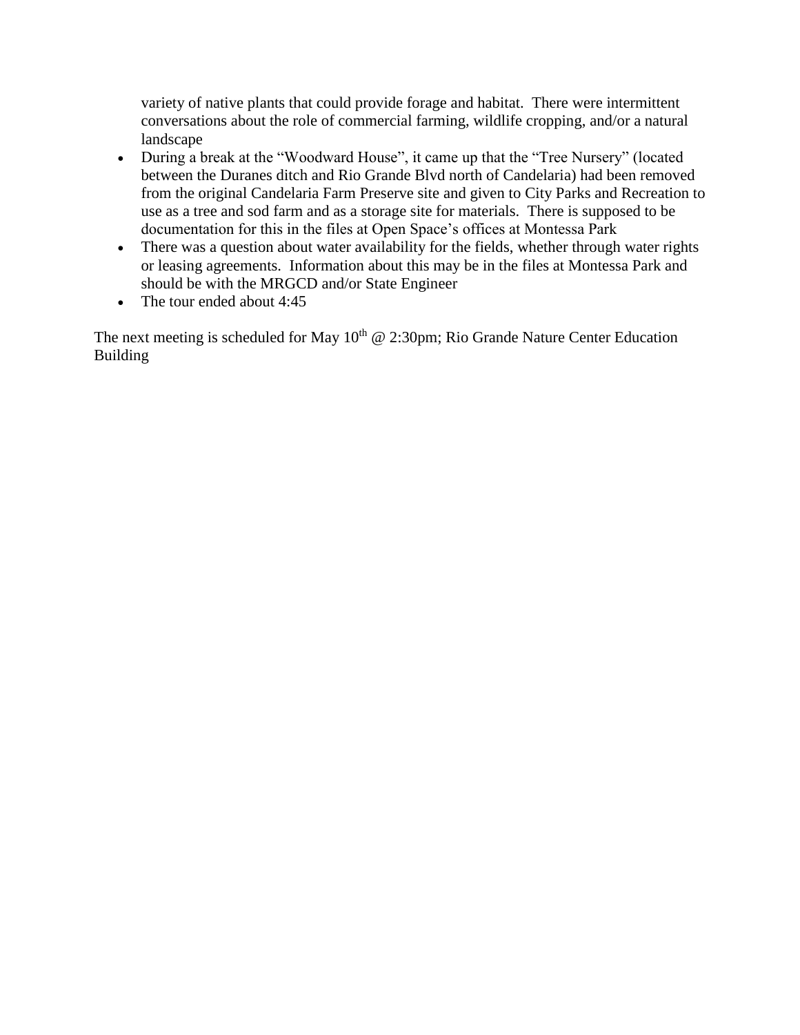variety of native plants that could provide forage and habitat. There were intermittent conversations about the role of commercial farming, wildlife cropping, and/or a natural landscape

- During a break at the "Woodward House", it came up that the "Tree Nursery" (located between the Duranes ditch and Rio Grande Blvd north of Candelaria) had been removed from the original Candelaria Farm Preserve site and given to City Parks and Recreation to use as a tree and sod farm and as a storage site for materials. There is supposed to be documentation for this in the files at Open Space's offices at Montessa Park
- There was a question about water availability for the fields, whether through water rights or leasing agreements. Information about this may be in the files at Montessa Park and should be with the MRGCD and/or State Engineer
- The tour ended about 4:45

The next meeting is scheduled for May 10th @ 2:30pm; Rio Grande Nature Center Education Building